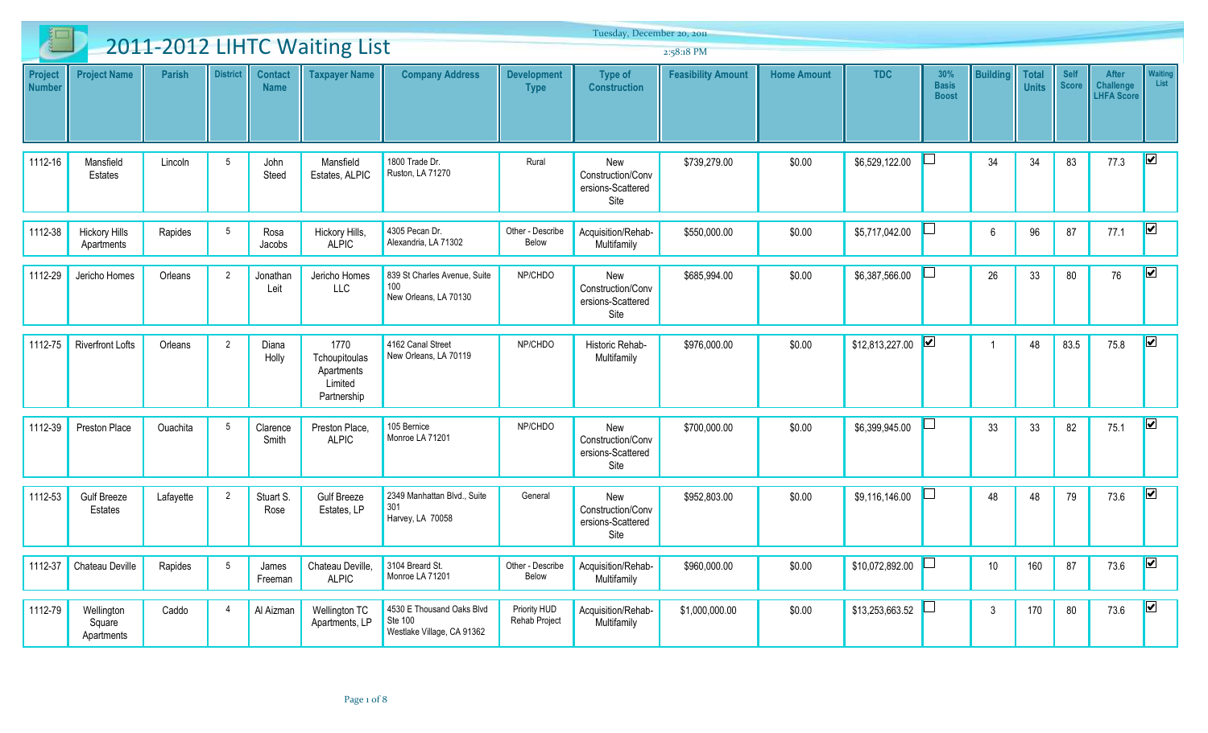# 2011-2012 LIHTC Waiting List

Tuesday, December 20, 2011

2:58:18 PM

| Project Number | Project Name | Parish | District | Contact Name | Taxpayer Name | Company Address | Development Type | Type of Construction | Feasibility Amount | Home Amount | TDC | 30% Basis Boost | Building | Total Units | Self Score | After Challenge LHFA Score | Waiting List |
|---|---|---|---|---|---|---|---|---|---|---|---|---|---|---|---|---|---|
| 1112-16 | Mansfield Estates | Lincoln | 5 | John Steed | Mansfield Estates, ALPIC | 1800 Trade Dr. Ruston, LA 71270 | Rural | New Construction/Conversions-Scattered Site | $739,279.00 | $0.00 | $6,529,122.00 | ☐ | 34 | 34 | 83 | 77.3 | ☑ |
| 1112-38 | Hickory Hills Apartments | Rapides | 5 | Rosa Jacobs | Hickory Hills, ALPIC | 4305 Pecan Dr. Alexandria, LA 71302 | Other - Describe Below | Acquisition/Rehab-Multifamily | $550,000.00 | $0.00 | $5,717,042.00 | ☐ | 6 | 96 | 87 | 77.1 | ☑ |
| 1112-29 | Jericho Homes | Orleans | 2 | Jonathan Leit | Jericho Homes LLC | 839 St Charles Avenue, Suite 100 New Orleans, LA 70130 | NP/CHDO | New Construction/Conversions-Scattered Site | $685,994.00 | $0.00 | $6,387,566.00 | ☐ | 26 | 33 | 80 | 76 | ☑ |
| 1112-75 | Riverfront Lofts | Orleans | 2 | Diana Holly | 1770 Tchoupitoulas Apartments Limited Partnership | 4162 Canal Street New Orleans, LA 70119 | NP/CHDO | Historic Rehab-Multifamily | $976,000.00 | $0.00 | $12,813,227.00 | ☑ | 1 | 48 | 83.5 | 75.8 | ☑ |
| 1112-39 | Preston Place | Ouachita | 5 | Clarence Smith | Preston Place, ALPIC | 105 Bernice Monroe LA 71201 | NP/CHDO | New Construction/Conversions-Scattered Site | $700,000.00 | $0.00 | $6,399,945.00 | ☐ | 33 | 33 | 82 | 75.1 | ☑ |
| 1112-53 | Gulf Breeze Estates | Lafayette | 2 | Stuart S. Rose | Gulf Breeze Estates, LP | 2349 Manhattan Blvd., Suite 301 Harvey, LA 70058 | General | New Construction/Conversions-Scattered Site | $952,803.00 | $0.00 | $9,116,146.00 | ☐ | 48 | 48 | 79 | 73.6 | ☑ |
| 1112-37 | Chateau Deville | Rapides | 5 | James Freeman | Chateau Deville, ALPIC | 3104 Breard St. Monroe LA 71201 | Other - Describe Below | Acquisition/Rehab-Multifamily | $960,000.00 | $0.00 | $10,072,892.00 | ☐ | 10 | 160 | 87 | 73.6 | ☑ |
| 1112-79 | Wellington Square Apartments | Caddo | 4 | Al Aizman | Wellington TC Apartments, LP | 4530 E Thousand Oaks Blvd Ste 100 Westlake Village, CA 91362 | Priority HUD Rehab Project | Acquisition/Rehab-Multifamily | $1,000,000.00 | $0.00 | $13,253,663.52 | ☐ | 3 | 170 | 80 | 73.6 | ☑ |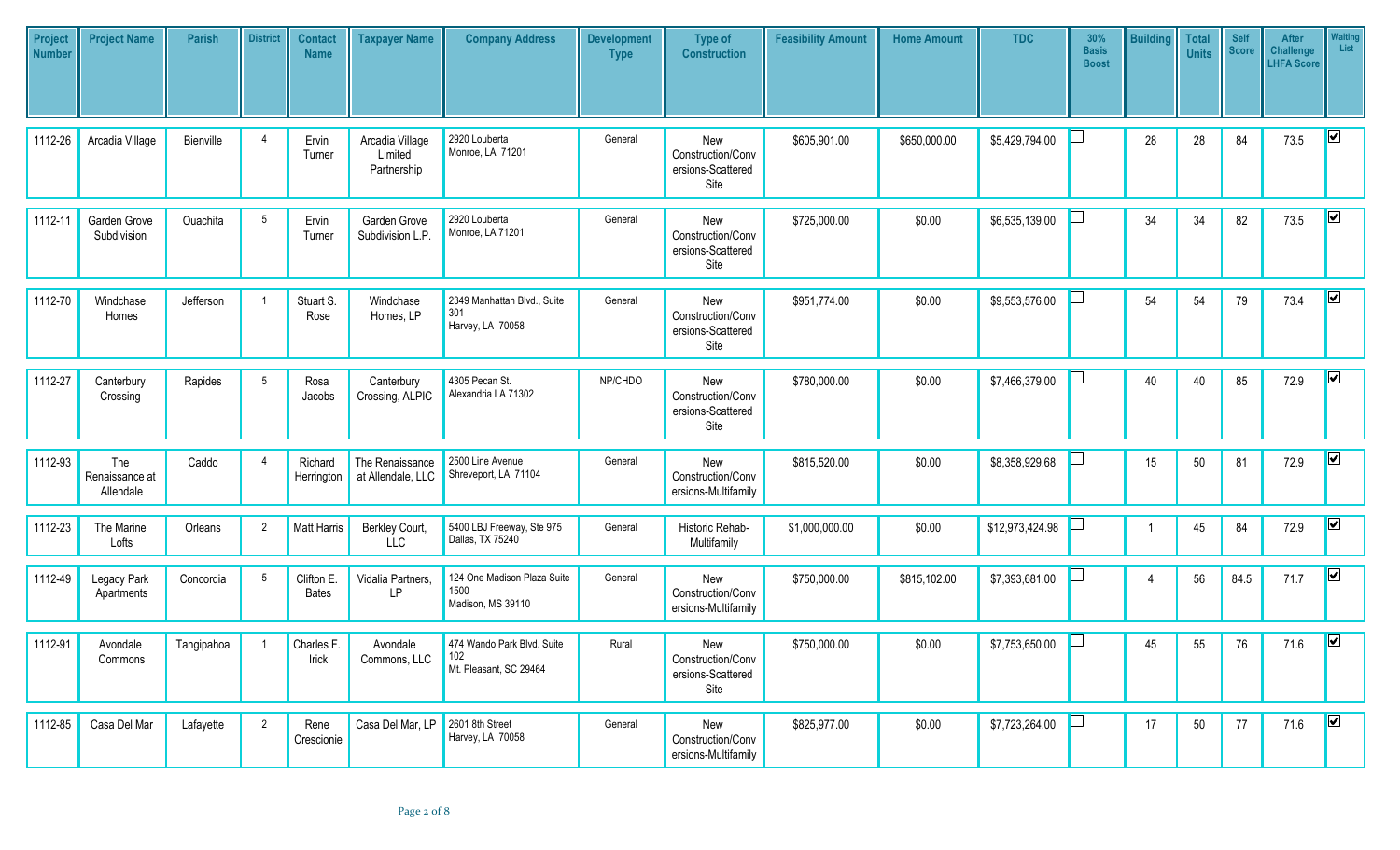| Project Number | Project Name | Parish | District | Contact Name | Taxpayer Name | Company Address | Development Type | Type of Construction | Feasibility Amount | Home Amount | TDC | 30% Basis Boost | Building | Total Units | Self Score | After Challenge LHFA Score | Waiting List |
|---|---|---|---|---|---|---|---|---|---|---|---|---|---|---|---|---|---|
| 1112-26 | Arcadia Village | Bienville | 4 | Ervin Turner | Arcadia Village Limited Partnership | 2920 Louberta Monroe, LA 71201 | General | New Construction/Conversions-Scattered Site | $605,901.00 | $650,000.00 | $5,429,794.00 | ☐ | 28 | 28 | 84 | 73.5 | ☑ |
| 1112-11 | Garden Grove Subdivision | Ouachita | 5 | Ervin Turner | Garden Grove Subdivision L.P. | 2920 Louberta Monroe, LA 71201 | General | New Construction/Conversions-Scattered Site | $725,000.00 | $0.00 | $6,535,139.00 | ☐ | 34 | 34 | 82 | 73.5 | ☑ |
| 1112-70 | Windchase Homes | Jefferson | 1 | Stuart S. Rose | Windchase Homes, LP | 2349 Manhattan Blvd., Suite 301 Harvey, LA 70058 | General | New Construction/Conversions-Scattered Site | $951,774.00 | $0.00 | $9,553,576.00 | ☐ | 54 | 54 | 79 | 73.4 | ☑ |
| 1112-27 | Canterbury Crossing | Rapides | 5 | Rosa Jacobs | Canterbury Crossing, ALPIC | 4305 Pecan St. Alexandria LA 71302 | NP/CHDO | New Construction/Conversions-Scattered Site | $780,000.00 | $0.00 | $7,466,379.00 | ☐ | 40 | 40 | 85 | 72.9 | ☑ |
| 1112-93 | The Renaissance at Allendale | Caddo | 4 | Richard Herrington | The Renaissance at Allendale, LLC | 2500 Line Avenue Shreveport, LA 71104 | General | New Construction/Conversions-Multifamily | $815,520.00 | $0.00 | $8,358,929.68 | ☐ | 15 | 50 | 81 | 72.9 | ☑ |
| 1112-23 | The Marine Lofts | Orleans | 2 | Matt Harris | Berkley Court, LLC | 5400 LBJ Freeway, Ste 975 Dallas, TX 75240 | General | Historic Rehab-Multifamily | $1,000,000.00 | $0.00 | $12,973,424.98 | ☐ | 1 | 45 | 84 | 72.9 | ☑ |
| 1112-49 | Legacy Park Apartments | Concordia | 5 | Clifton E. Bates | Vidalia Partners, LP | 124 One Madison Plaza Suite 1500 Madison, MS 39110 | General | New Construction/Conversions-Multifamily | $750,000.00 | $815,102.00 | $7,393,681.00 | ☐ | 4 | 56 | 84.5 | 71.7 | ☑ |
| 1112-91 | Avondale Commons | Tangipahoa | 1 | Charles F. Irick | Avondale Commons, LLC | 474 Wando Park Blvd. Suite 102 Mt. Pleasant, SC 29464 | Rural | New Construction/Conversions-Scattered Site | $750,000.00 | $0.00 | $7,753,650.00 | ☐ | 45 | 55 | 76 | 71.6 | ☑ |
| 1112-85 | Casa Del Mar | Lafayette | 2 | Rene Crescionie | Casa Del Mar, LP | 2601 8th Street Harvey, LA 70058 | General | New Construction/Conversions-Multifamily | $825,977.00 | $0.00 | $7,723,264.00 | ☐ | 17 | 50 | 77 | 71.6 | ☑ |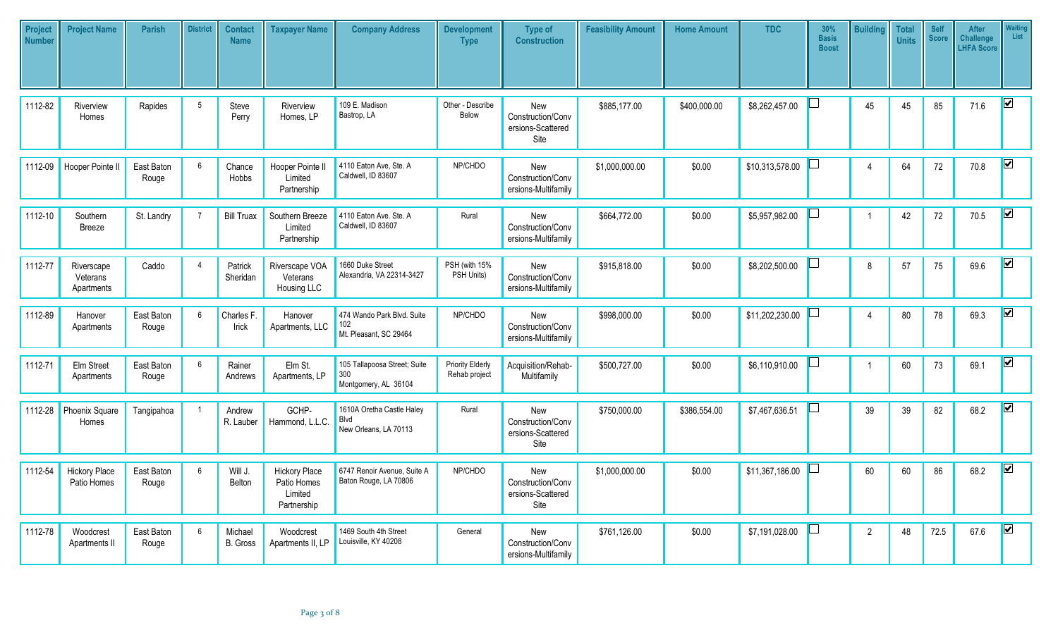| Project Number | Project Name | Parish | District | Contact Name | Taxpayer Name | Company Address | Development Type | Type of Construction | Feasibility Amount | Home Amount | TDC | 30% Basis Boost | Building | Total Units | Self Score | After Challenge LHFA Score | Waiting List |
|---|---|---|---|---|---|---|---|---|---|---|---|---|---|---|---|---|---|
| 1112-82 | Riverview Homes | Rapides | 5 | Steve Perry | Riverview Homes, LP | 109 E. Madison Bastrop, LA | Other - Describe Below | New Construction/Conversions-Scattered Site | $885,177.00 | $400,000.00 | $8,262,457.00 | ☐ | 45 | 45 | 85 | 71.6 | ☑ |
| 1112-09 | Hooper Pointe II | East Baton Rouge | 6 | Chance Hobbs | Hooper Pointe II Limited Partnership | 4110 Eaton Ave, Ste. A Caldwell, ID 83607 | NP/CHDO | New Construction/Conversions-Multifamily | $1,000,000.00 | $0.00 | $10,313,578.00 | ☐ | 4 | 64 | 72 | 70.8 | ☑ |
| 1112-10 | Southern Breeze | St. Landry | 7 | Bill Truax | Southern Breeze Limited Partnership | 4110 Eaton Ave. Ste. A Caldwell, ID 83607 | Rural | New Construction/Conversions-Multifamily | $664,772.00 | $0.00 | $5,957,982.00 | ☐ | 1 | 42 | 72 | 70.5 | ☑ |
| 1112-77 | Riverscape Veterans Apartments | Caddo | 4 | Patrick Sheridan | Riverscape VOA Veterans Housing LLC | 1660 Duke Street Alexandria, VA 22314-3427 | PSH (with 15% PSH Units) | New Construction/Conversions-Multifamily | $915,818.00 | $0.00 | $8,202,500.00 | ☐ | 8 | 57 | 75 | 69.6 | ☑ |
| 1112-89 | Hanover Apartments | East Baton Rouge | 6 | Charles F. Irick | Hanover Apartments, LLC | 474 Wando Park Blvd. Suite 102 Mt. Pleasant, SC 29464 | NP/CHDO | New Construction/Conversions-Multifamily | $998,000.00 | $0.00 | $11,202,230.00 | ☐ | 4 | 80 | 78 | 69.3 | ☑ |
| 1112-71 | Elm Street Apartments | East Baton Rouge | 6 | Rainer Andrews | Elm St. Apartments, LP | 105 Tallapoosa Street; Suite 300 Montgomery, AL 36104 | Priority Elderly Rehab project | Acquisition/Rehab-Multifamily | $500,727.00 | $0.00 | $6,110,910.00 | ☐ | 1 | 60 | 73 | 69.1 | ☑ |
| 1112-28 | Phoenix Square Homes | Tangipahoa | 1 | Andrew R. Lauber | GCHP-Hammond, L.L.C. | 1610A Oretha Castle Haley Blvd New Orleans, LA 70113 | Rural | New Construction/Conversions-Scattered Site | $750,000.00 | $386,554.00 | $7,467,636.51 | ☐ | 39 | 39 | 82 | 68.2 | ☑ |
| 1112-54 | Hickory Place Patio Homes | East Baton Rouge | 6 | Will J. Belton | Hickory Place Patio Homes Limited Partnership | 6747 Renoir Avenue, Suite A Baton Rouge, LA 70806 | NP/CHDO | New Construction/Conversions-Scattered Site | $1,000,000.00 | $0.00 | $11,367,186.00 | ☐ | 60 | 60 | 86 | 68.2 | ☑ |
| 1112-78 | Woodcrest Apartments II | East Baton Rouge | 6 | Michael B. Gross | Woodcrest Apartments II, LP | 1469 South 4th Street Louisville, KY 40208 | General | New Construction/Conversions-Multifamily | $761,126.00 | $0.00 | $7,191,028.00 | ☐ | 2 | 48 | 72.5 | 67.6 | ☑ |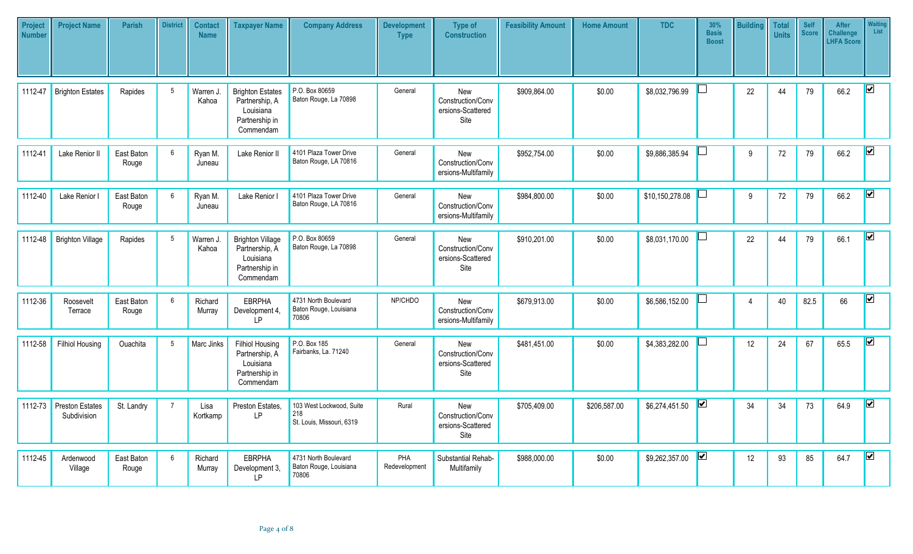| Project Number | Project Name | Parish | District | Contact Name | Taxpayer Name | Company Address | Development Type | Type of Construction | Feasibility Amount | Home Amount | TDC | 30% Basis Boost | Building | Total Units | Self Score | After Challenge LHFA Score | Waiting List |
|---|---|---|---|---|---|---|---|---|---|---|---|---|---|---|---|---|---|
| 1112-47 | Brighton Estates | Rapides | 5 | Warren J. Kahoa | Brighton Estates Partnership, A Louisiana Partnership in Commendam | P.O. Box 80659 Baton Rouge, La 70898 | General | New Construction/Conversions-Scattered Site | $909,864.00 | $0.00 | $8,032,796.99 | ☐ | 22 | 44 | 79 | 66.2 | ☑ |
| 1112-41 | Lake Renior II | East Baton Rouge | 6 | Ryan M. Juneau | Lake Renior II | 4101 Plaza Tower Drive Baton Rouge, LA 70816 | General | New Construction/Conversions-Multifamily | $952,754.00 | $0.00 | $9,886,385.94 | ☐ | 9 | 72 | 79 | 66.2 | ☑ |
| 1112-40 | Lake Renior I | East Baton Rouge | 6 | Ryan M. Juneau | Lake Renior I | 4101 Plaza Tower Drive Baton Rouge, LA 70816 | General | New Construction/Conversions-Multifamily | $984,800.00 | $0.00 | $10,150,278.08 | ☐ | 9 | 72 | 79 | 66.2 | ☑ |
| 1112-48 | Brighton Village | Rapides | 5 | Warren J. Kahoa | Brighton Village Partnership, A Louisiana Partnership in Commendam | P.O. Box 80659 Baton Rouge, La 70898 | General | New Construction/Conversions-Scattered Site | $910,201.00 | $0.00 | $8,031,170.00 | ☐ | 22 | 44 | 79 | 66.1 | ☑ |
| 1112-36 | Roosevelt Terrace | East Baton Rouge | 6 | Richard Murray | EBRPHA Development 4, LP | 4731 North Boulevard Baton Rouge, Louisiana 70806 | NP/CHDO | New Construction/Conversions-Multifamily | $679,913.00 | $0.00 | $6,586,152.00 | ☐ | 4 | 40 | 82.5 | 66 | ☑ |
| 1112-58 | Filhiol Housing | Ouachita | 5 | Marc Jinks | Filhiol Housing Partnership, A Louisiana Partnership in Commendam | P.O. Box 185 Fairbanks, La. 71240 | General | New Construction/Conversions-Scattered Site | $481,451.00 | $0.00 | $4,383,282.00 | ☐ | 12 | 24 | 67 | 65.5 | ☑ |
| 1112-73 | Preston Estates Subdivision | St. Landry | 7 | Lisa Kortkamp | Preston Estates, LP | 103 West Lockwood, Suite 218 St. Louis, Missouri, 6319 | Rural | New Construction/Conversions-Scattered Site | $705,409.00 | $206,587.00 | $6,274,451.50 | ☑ | 34 | 34 | 73 | 64.9 | ☑ |
| 1112-45 | Ardenwood Village | East Baton Rouge | 6 | Richard Murray | EBRPHA Development 3, LP | 4731 North Boulevard Baton Rouge, Louisiana 70806 | PHA Redevelopment | Substantial Rehab-Multifamily | $988,000.00 | $0.00 | $9,262,357.00 | ☑ | 12 | 93 | 85 | 64.7 | ☑ |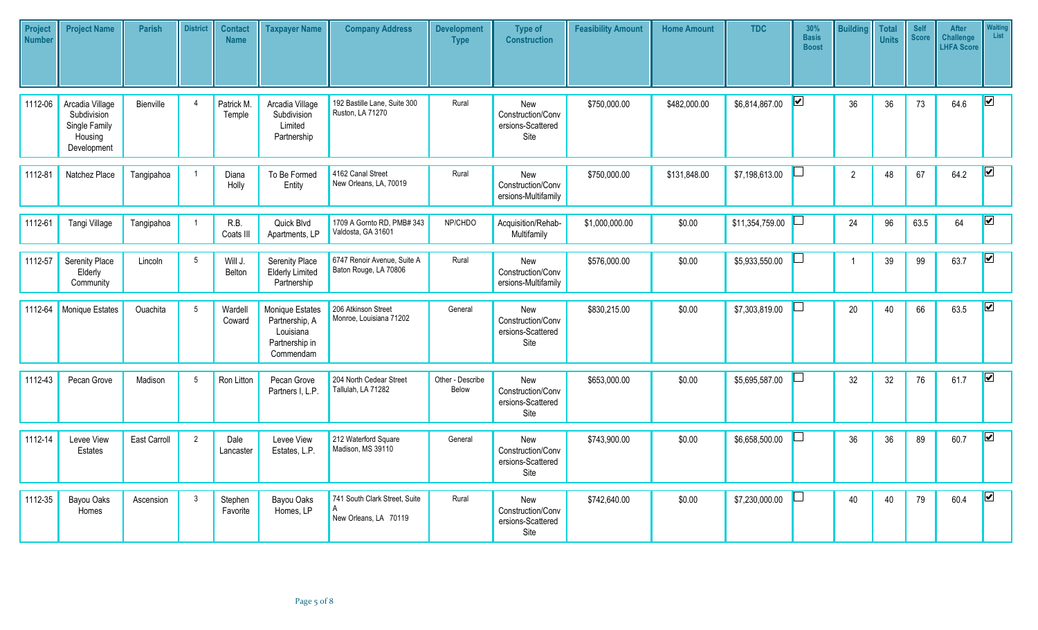| Project Number | Project Name | Parish | District | Contact Name | Taxpayer Name | Company Address | Development Type | Type of Construction | Feasibility Amount | Home Amount | TDC | 30% Basis Boost | Building | Total Units | Self Score | After Challenge LHFA Score | Waiting List |
|---|---|---|---|---|---|---|---|---|---|---|---|---|---|---|---|---|---|
| 1112-06 | Arcadia Village Subdivision Single Family Housing Development | Bienville | 4 | Patrick M. Temple | Arcadia Village Subdivision Limited Partnership | 192 Bastille Lane, Suite 300 Ruston, LA 71270 | Rural | New Construction/Conversions-Scattered Site | $750,000.00 | $482,000.00 | $6,814,867.00 | ☑ | 36 | 36 | 73 | 64.6 | ☑ |
| 1112-81 | Natchez Place | Tangipahoa | 1 | Diana Holly | To Be Formed Entity | 4162 Canal Street New Orleans, LA, 70019 | Rural | New Construction/Conversions-Multifamily | $750,000.00 | $131,848.00 | $7,198,613.00 | ☐ | 2 | 48 | 67 | 64.2 | ☑ |
| 1112-61 | Tangi Village | Tangipahoa | 1 | R.B. Coats III | Quick Blvd Apartments, LP | 1709 A Gornto RD, PMB# 343 Valdosta, GA 31601 | NP/CHDO | Acquisition/Rehab-Multifamily | $1,000,000.00 | $0.00 | $11,354,759.00 | ☐ | 24 | 96 | 63.5 | 64 | ☑ |
| 1112-57 | Serenity Place Elderly Community | Lincoln | 5 | Will J. Belton | Serenity Place Elderly Limited Partnership | 6747 Renoir Avenue, Suite A Baton Rouge, LA 70806 | Rural | New Construction/Conversions-Multifamily | $576,000.00 | $0.00 | $5,933,550.00 | ☐ | 1 | 39 | 99 | 63.7 | ☑ |
| 1112-64 | Monique Estates | Ouachita | 5 | Wardell Coward | Monique Estates Partnership, A Louisiana Partnership in Commendam | 206 Atkinson Street Monroe, Louisiana 71202 | General | New Construction/Conversions-Scattered Site | $830,215.00 | $0.00 | $7,303,819.00 | ☐ | 20 | 40 | 66 | 63.5 | ☑ |
| 1112-43 | Pecan Grove | Madison | 5 | Ron Litton | Pecan Grove Partners I, L.P. | 204 North Cedear Street Tallulah, LA 71282 | Other - Describe Below | New Construction/Conversions-Scattered Site | $653,000.00 | $0.00 | $5,695,587.00 | ☐ | 32 | 32 | 76 | 61.7 | ☑ |
| 1112-14 | Levee View Estates | East Carroll | 2 | Dale Lancaster | Levee View Estates, L.P. | 212 Waterford Square Madison, MS 39110 | General | New Construction/Conversions-Scattered Site | $743,900.00 | $0.00 | $6,658,500.00 | ☐ | 36 | 36 | 89 | 60.7 | ☑ |
| 1112-35 | Bayou Oaks Homes | Ascension | 3 | Stephen Favorite | Bayou Oaks Homes, LP | 741 South Clark Street, Suite A New Orleans, LA 70119 | Rural | New Construction/Conversions-Scattered Site | $742,640.00 | $0.00 | $7,230,000.00 | ☐ | 40 | 40 | 79 | 60.4 | ☑ |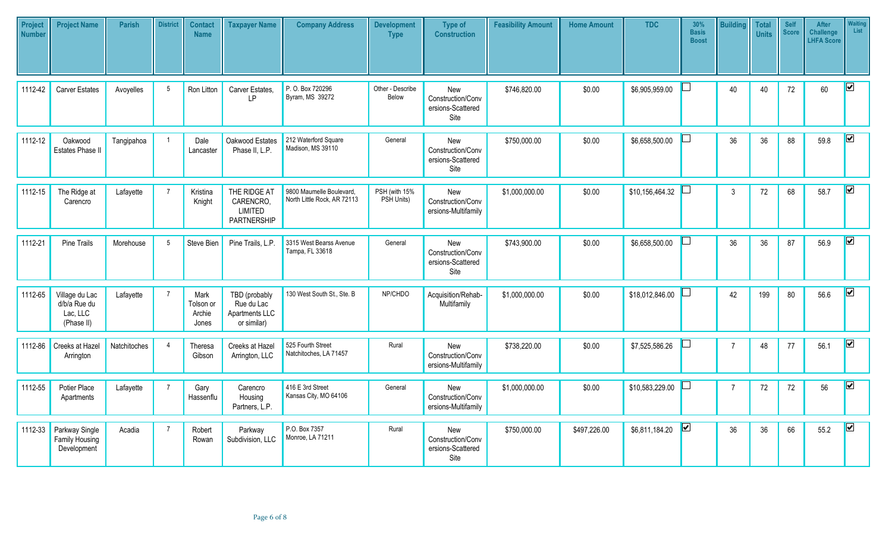| Project Number | Project Name | Parish | District | Contact Name | Taxpayer Name | Company Address | Development Type | Type of Construction | Feasibility Amount | Home Amount | TDC | 30% Basis Boost | Building | Total Units | Self Score | After Challenge LHFA Score | Waiting List |
|---|---|---|---|---|---|---|---|---|---|---|---|---|---|---|---|---|---|
| 1112-42 | Carver Estates | Avoyelles | 5 | Ron Litton | Carver Estates, LP | P. O. Box 720296 Byram, MS 39272 | Other - Describe Below | New Construction/Conversions-Scattered Site | $746,820.00 | $0.00 | $6,905,959.00 | ☐ | 40 | 40 | 72 | 60 | ☑ |
| 1112-12 | Oakwood Estates Phase II | Tangipahoa | 1 | Dale Lancaster | Oakwood Estates Phase II, L.P. | 212 Waterford Square Madison, MS 39110 | General | New Construction/Conversions-Scattered Site | $750,000.00 | $0.00 | $6,658,500.00 | ☐ | 36 | 36 | 88 | 59.8 | ☑ |
| 1112-15 | The Ridge at Carencro | Lafayette | 7 | Kristina Knight | THE RIDGE AT CARENCRO, LIMITED PARTNERSHIP | 9800 Maumelle Boulevard, North Little Rock, AR 72113 | PSH (with 15% PSH Units) | New Construction/Conversions-Multifamily | $1,000,000.00 | $0.00 | $10,156,464.32 | ☐ | 3 | 72 | 68 | 58.7 | ☑ |
| 1112-21 | Pine Trails | Morehouse | 5 | Steve Bien | Pine Trails, L.P. | 3315 West Bearss Avenue Tampa, FL 33618 | General | New Construction/Conversions-Scattered Site | $743,900.00 | $0.00 | $6,658,500.00 | ☐ | 36 | 36 | 87 | 56.9 | ☑ |
| 1112-65 | Village du Lac d/b/a Rue du Lac, LLC (Phase II) | Lafayette | 7 | Mark Tolson or Archie Jones | TBD (probably Rue du Lac Apartments LLC or similar) | 130 West South St., Ste. B | NP/CHDO | Acquisition/Rehab-Multifamily | $1,000,000.00 | $0.00 | $18,012,846.00 | ☐ | 42 | 199 | 80 | 56.6 | ☑ |
| 1112-86 | Creeks at Hazel Arrington | Natchitoches | 4 | Theresa Gibson | Creeks at Hazel Arrington, LLC | 525 Fourth Street Natchitoches, LA 71457 | Rural | New Construction/Conversions-Multifamily | $738,220.00 | $0.00 | $7,525,586.26 | ☐ | 7 | 48 | 77 | 56.1 | ☑ |
| 1112-55 | Potier Place Apartments | Lafayette | 7 | Gary Hassenflu | Carencro Housing Partners, L.P. | 416 E 3rd Street Kansas City, MO 64106 | General | New Construction/Conversions-Multifamily | $1,000,000.00 | $0.00 | $10,583,229.00 | ☐ | 7 | 72 | 72 | 56 | ☑ |
| 1112-33 | Parkway Single Family Housing Development | Acadia | 7 | Robert Rowan | Parkway Subdivision, LLC | P.O. Box 7357 Monroe, LA 71211 | Rural | New Construction/Conversions-Scattered Site | $750,000.00 | $497,226.00 | $6,811,184.20 | ☑ | 36 | 36 | 66 | 55.2 | ☑ |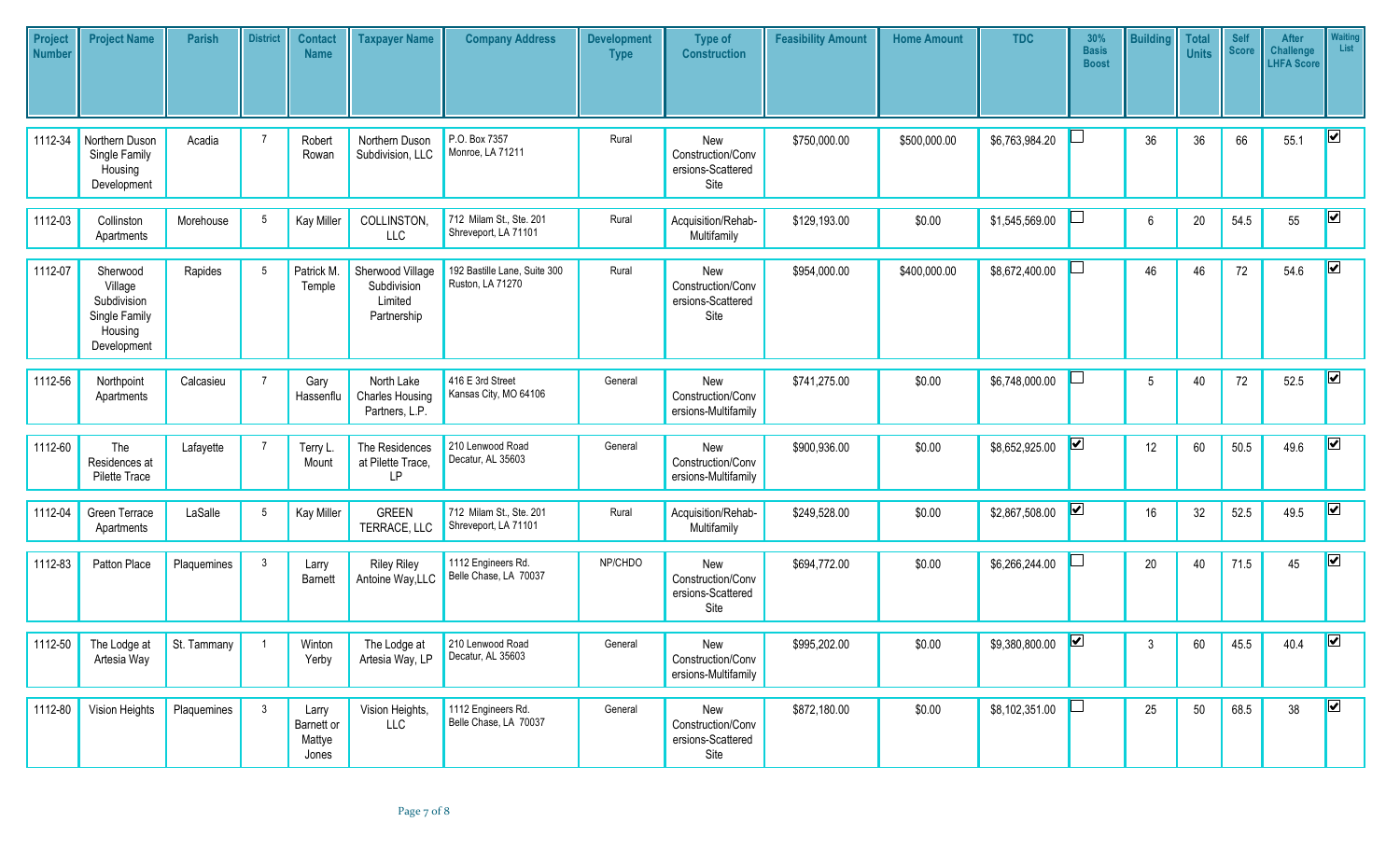| Project Number | Project Name | Parish | District | Contact Name | Taxpayer Name | Company Address | Development Type | Type of Construction | Feasibility Amount | Home Amount | TDC | 30% Basis Boost | Building | Total Units | Self Score | After Challenge LHFA Score | Waiting List |
|---|---|---|---|---|---|---|---|---|---|---|---|---|---|---|---|---|---|
| 1112-34 | Northern Duson Single Family Housing Development | Acadia | 7 | Robert Rowan | Northern Duson Subdivision, LLC | P.O. Box 7357 Monroe, LA 71211 | Rural | New Construction/Conversions-Scattered Site | $750,000.00 | $500,000.00 | $6,763,984.20 | ☐ | 36 | 36 | 66 | 55.1 | ☑ |
| 1112-03 | Collinston Apartments | Morehouse | 5 | Kay Miller | COLLINSTON, LLC | 712 Milam St., Ste. 201 Shreveport, LA 71101 | Rural | Acquisition/Rehab-Multifamily | $129,193.00 | $0.00 | $1,545,569.00 | ☐ | 6 | 20 | 54.5 | 55 | ☑ |
| 1112-07 | Sherwood Village Subdivision Single Family Housing Development | Rapides | 5 | Patrick M. Temple | Sherwood Village Subdivision Limited Partnership | 192 Bastille Lane, Suite 300 Ruston, LA 71270 | Rural | New Construction/Conversions-Scattered Site | $954,000.00 | $400,000.00 | $8,672,400.00 | ☐ | 46 | 46 | 72 | 54.6 | ☑ |
| 1112-56 | Northpoint Apartments | Calcasieu | 7 | Gary Hassenflu | North Lake Charles Housing Partners, L.P. | 416 E 3rd Street Kansas City, MO 64106 | General | New Construction/Conversions-Multifamily | $741,275.00 | $0.00 | $6,748,000.00 | ☐ | 5 | 40 | 72 | 52.5 | ☑ |
| 1112-60 | The Residences at Pilette Trace | Lafayette | 7 | Terry L. Mount | The Residences at Pilette Trace, LP | 210 Lenwood Road Decatur, AL 35603 | General | New Construction/Conversions-Multifamily | $900,936.00 | $0.00 | $8,652,925.00 | ☑ | 12 | 60 | 50.5 | 49.6 | ☑ |
| 1112-04 | Green Terrace Apartments | LaSalle | 5 | Kay Miller | GREEN TERRACE, LLC | 712 Milam St., Ste. 201 Shreveport, LA 71101 | Rural | Acquisition/Rehab-Multifamily | $249,528.00 | $0.00 | $2,867,508.00 | ☑ | 16 | 32 | 52.5 | 49.5 | ☑ |
| 1112-83 | Patton Place | Plaquemines | 3 | Larry Barnett | Riley Riley Antoine Way,LLC | 1112 Engineers Rd. Belle Chase, LA 70037 | NP/CHDO | New Construction/Conversions-Scattered Site | $694,772.00 | $0.00 | $6,266,244.00 | ☐ | 20 | 40 | 71.5 | 45 | ☑ |
| 1112-50 | The Lodge at Artesia Way | St. Tammany | 1 | Winton Yerby | The Lodge at Artesia Way, LP | 210 Lenwood Road Decatur, AL 35603 | General | New Construction/Conversions-Multifamily | $995,202.00 | $0.00 | $9,380,800.00 | ☑ | 3 | 60 | 45.5 | 40.4 | ☑ |
| 1112-80 | Vision Heights | Plaquemines | 3 | Larry Barnett or Mattye Jones | Vision Heights, LLC | 1112 Engineers Rd. Belle Chase, LA 70037 | General | New Construction/Conversions-Scattered Site | $872,180.00 | $0.00 | $8,102,351.00 | ☐ | 25 | 50 | 68.5 | 38 | ☑ |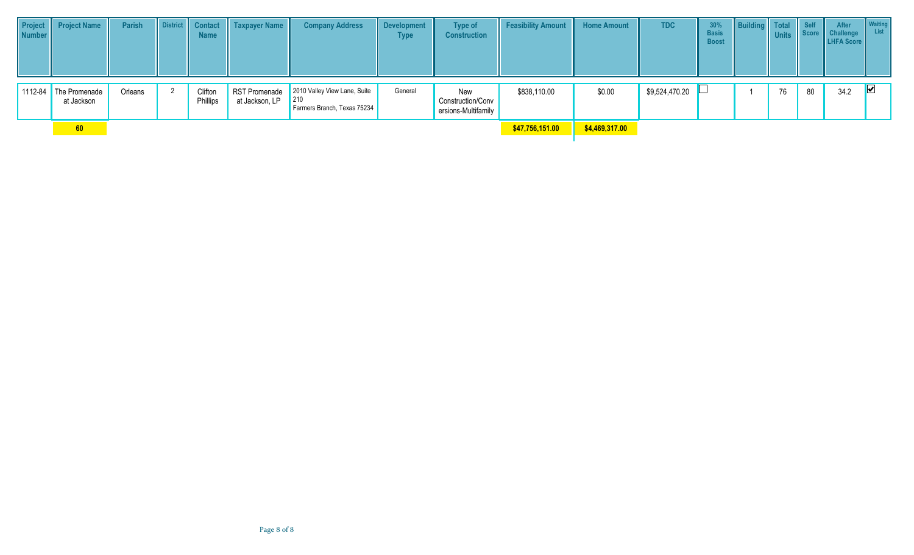| Project Number | Project Name | Parish | District | Contact Name | Taxpayer Name | Company Address | Development Type | Type of Construction | Feasibility Amount | Home Amount | TDC | 30% Basis Boost | Building | Total Units | Self Score | After Challenge LHFA Score | Waiting List |
|---|---|---|---|---|---|---|---|---|---|---|---|---|---|---|---|---|---|
| 1112-84 | The Promenade at Jackson | Orleans | 2 | Clifton Phillips | RST Promenade at Jackson, LP | 2010 Valley View Lane, Suite 210 Farmers Branch, Texas 75234 | General | New Construction/Conversions-Multifamily | $838,110.00 | $0.00 | $9,524,470.20 | ☐ | 1 | 76 | 80 | 34.2 | ☑ |
| | **60** | | | | | | | | **$47,756,151.00** | **$4,469,317.00** | | | | | | | |